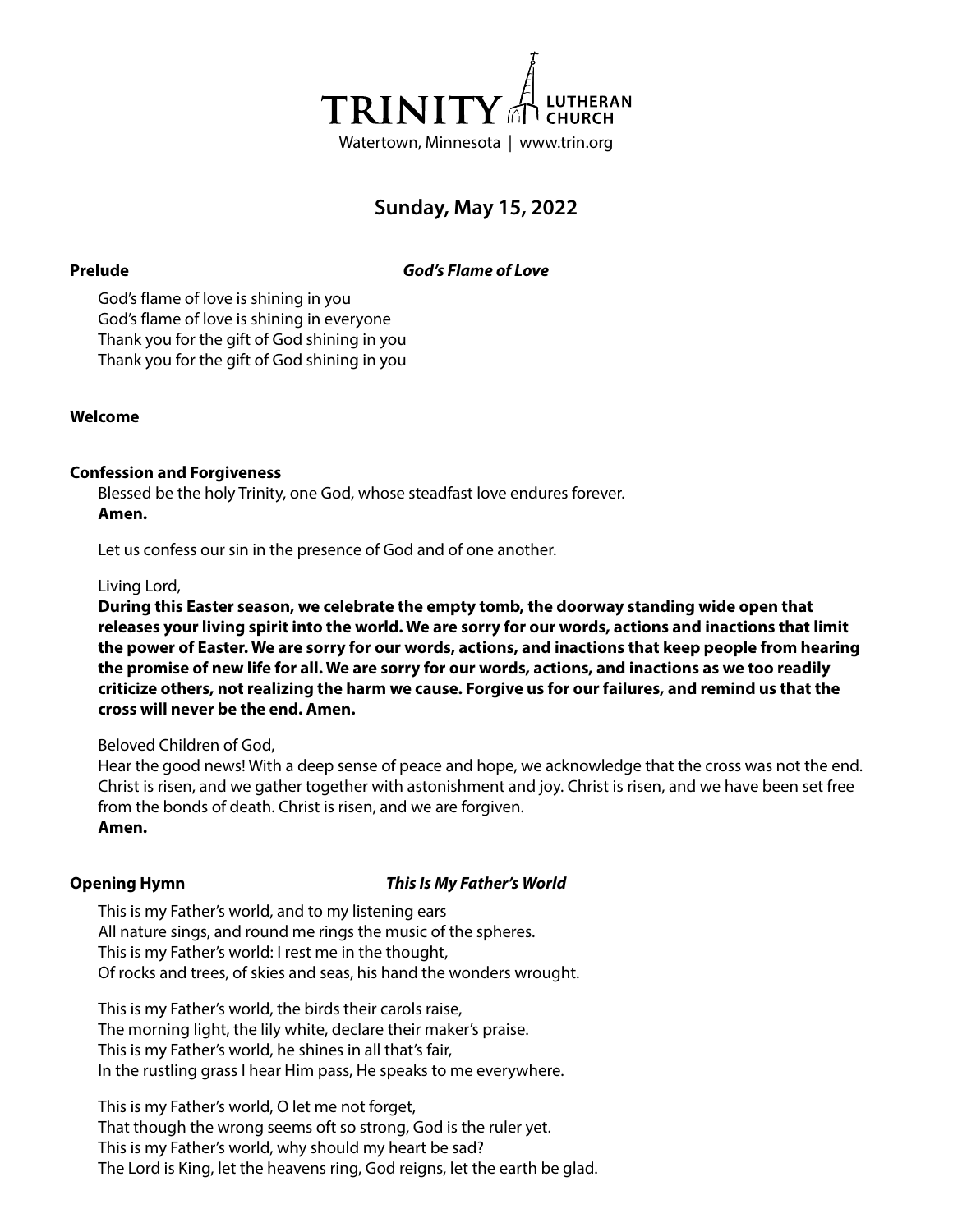TRINITY LUTHERAN CHURCH

Watertown, Minnesota | www.trin.org

## Sunday, May 15, 2022

**Prelude** ***God's Flame of Love***

God's flame of love is shining in you
God's flame of love is shining in everyone
Thank you for the gift of God shining in you
Thank you for the gift of God shining in you

**Welcome**

**Confession and Forgiveness**

Blessed be the holy Trinity, one God, whose steadfast love endures forever.
**Amen.**

Let us confess our sin in the presence of God and of one another.

Living Lord,
**During this Easter season, we celebrate the empty tomb, the doorway standing wide open that releases your living spirit into the world. We are sorry for our words, actions and inactions that limit the power of Easter. We are sorry for our words, actions, and inactions that keep people from hearing the promise of new life for all. We are sorry for our words, actions, and inactions as we too readily criticize others, not realizing the harm we cause. Forgive us for our failures, and remind us that the cross will never be the end. Amen.**

Beloved Children of God,
Hear the good news! With a deep sense of peace and hope, we acknowledge that the cross was not the end. Christ is risen, and we gather together with astonishment and joy. Christ is risen, and we have been set free from the bonds of death. Christ is risen, and we are forgiven.
**Amen.**

**Opening Hymn** ***This Is My Father's World***

This is my Father's world, and to my listening ears
All nature sings, and round me rings the music of the spheres.
This is my Father's world: I rest me in the thought,
Of rocks and trees, of skies and seas, his hand the wonders wrought.

This is my Father's world, the birds their carols raise,
The morning light, the lily white, declare their maker's praise.
This is my Father's world, he shines in all that's fair,
In the rustling grass I hear Him pass, He speaks to me everywhere.

This is my Father's world, O let me not forget,
That though the wrong seems oft so strong, God is the ruler yet.
This is my Father's world, why should my heart be sad?
The Lord is King, let the heavens ring, God reigns, let the earth be glad.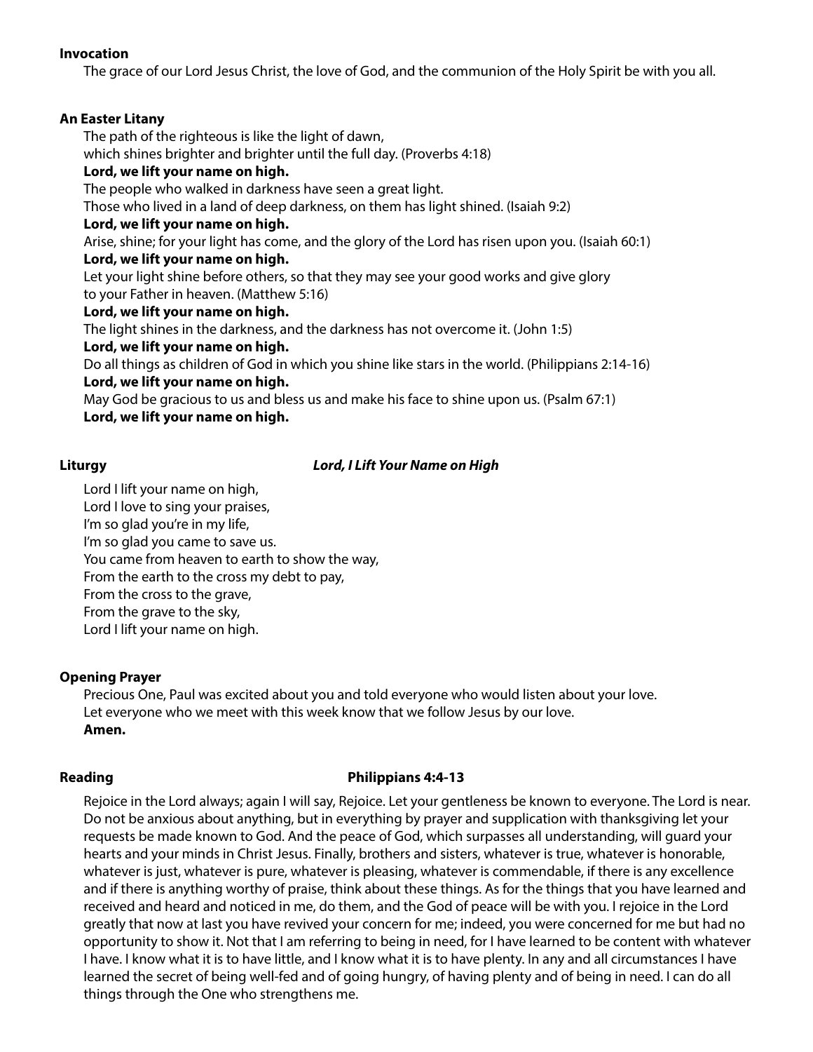**Invocation**

The grace of our Lord Jesus Christ, the love of God, and the communion of the Holy Spirit be with you all.

**An Easter Litany**

The path of the righteous is like the light of dawn,
which shines brighter and brighter until the full day. (Proverbs 4:18)
**Lord, we lift your name on high.**
The people who walked in darkness have seen a great light.
Those who lived in a land of deep darkness, on them has light shined. (Isaiah 9:2)
**Lord, we lift your name on high.**
Arise, shine; for your light has come, and the glory of the Lord has risen upon you. (Isaiah 60:1)
**Lord, we lift your name on high.**
Let your light shine before others, so that they may see your good works and give glory
to your Father in heaven. (Matthew 5:16)
**Lord, we lift your name on high.**
The light shines in the darkness, and the darkness has not overcome it. (John 1:5)
**Lord, we lift your name on high.**
Do all things as children of God in which you shine like stars in the world. (Philippians 2:14-16)
**Lord, we lift your name on high.**
May God be gracious to us and bless us and make his face to shine upon us. (Psalm 67:1)
**Lord, we lift your name on high.**

**Liturgy** ***Lord, I Lift Your Name on High***

Lord I lift your name on high,
Lord I love to sing your praises,
I'm so glad you're in my life,
I'm so glad you came to save us.
You came from heaven to earth to show the way,
From the earth to the cross my debt to pay,
From the cross to the grave,
From the grave to the sky,
Lord I lift your name on high.

**Opening Prayer**

Precious One, Paul was excited about you and told everyone who would listen about your love.
Let everyone who we meet with this week know that we follow Jesus by our love.
**Amen.**

**Reading** **Philippians 4:4-13**

Rejoice in the Lord always; again I will say, Rejoice. Let your gentleness be known to everyone. The Lord is near. Do not be anxious about anything, but in everything by prayer and supplication with thanksgiving let your requests be made known to God. And the peace of God, which surpasses all understanding, will guard your hearts and your minds in Christ Jesus. Finally, brothers and sisters, whatever is true, whatever is honorable, whatever is just, whatever is pure, whatever is pleasing, whatever is commendable, if there is any excellence and if there is anything worthy of praise, think about these things. As for the things that you have learned and received and heard and noticed in me, do them, and the God of peace will be with you. I rejoice in the Lord greatly that now at last you have revived your concern for me; indeed, you were concerned for me but had no opportunity to show it. Not that I am referring to being in need, for I have learned to be content with whatever I have. I know what it is to have little, and I know what it is to have plenty. In any and all circumstances I have learned the secret of being well-fed and of going hungry, of having plenty and of being in need. I can do all things through the One who strengthens me.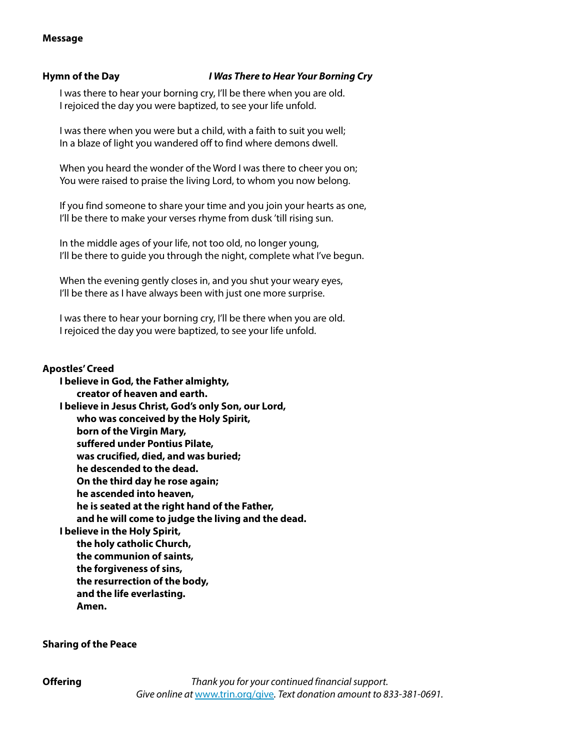**Message**

**Hymn of the Day** ***I Was There to Hear Your Borning Cry***

I was there to hear your borning cry, I'll be there when you are old.
I rejoiced the day you were baptized, to see your life unfold.

I was there when you were but a child, with a faith to suit you well;
In a blaze of light you wandered off to find where demons dwell.

When you heard the wonder of the Word I was there to cheer you on;
You were raised to praise the living Lord, to whom you now belong.

If you find someone to share your time and you join your hearts as one,
I'll be there to make your verses rhyme from dusk 'till rising sun.

In the middle ages of your life, not too old, no longer young,
I'll be there to guide you through the night, complete what I've begun.

When the evening gently closes in, and you shut your weary eyes,
I'll be there as I have always been with just one more surprise.

I was there to hear your borning cry, I'll be there when you are old.
I rejoiced the day you were baptized, to see your life unfold.

**Apostles' Creed**

**I believe in God, the Father almighty,**
**creator of heaven and earth.**
**I believe in Jesus Christ, God's only Son, our Lord,**
**who was conceived by the Holy Spirit,**
**born of the Virgin Mary,**
**suffered under Pontius Pilate,**
**was crucified, died, and was buried;**
**he descended to the dead.**
**On the third day he rose again;**
**he ascended into heaven,**
**he is seated at the right hand of the Father,**
**and he will come to judge the living and the dead.**
**I believe in the Holy Spirit,**
**the holy catholic Church,**
**the communion of saints,**
**the forgiveness of sins,**
**the resurrection of the body,**
**and the life everlasting.**
**Amen.**

**Sharing of the Peace**

**Offering** *Thank you for your continued financial support.*
*Give online at www.trin.org/give. Text donation amount to 833-381-0691.*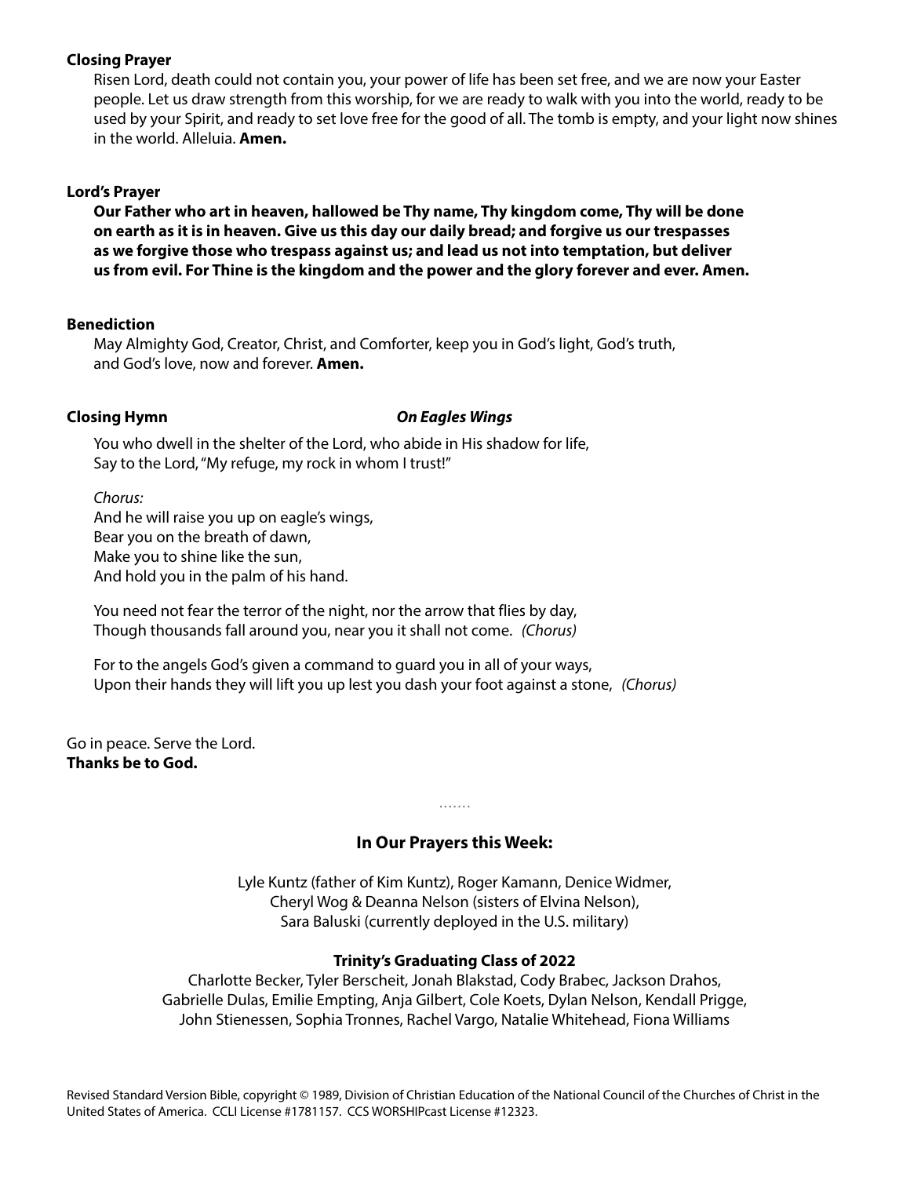**Closing Prayer**

Risen Lord, death could not contain you, your power of life has been set free, and we are now your Easter people. Let us draw strength from this worship, for we are ready to walk with you into the world, ready to be used by your Spirit, and ready to set love free for the good of all. The tomb is empty, and your light now shines in the world. Alleluia. **Amen.**

**Lord's Prayer**

**Our Father who art in heaven, hallowed be Thy name, Thy kingdom come, Thy will be done on earth as it is in heaven. Give us this day our daily bread; and forgive us our trespasses as we forgive those who trespass against us; and lead us not into temptation, but deliver us from evil. For Thine is the kingdom and the power and the glory forever and ever. Amen.**

**Benediction**

May Almighty God, Creator, Christ, and Comforter, keep you in God's light, God's truth, and God's love, now and forever. **Amen.**

**Closing Hymn** ***On Eagles Wings***

You who dwell in the shelter of the Lord, who abide in His shadow for life,
Say to the Lord, "My refuge, my rock in whom I trust!"

*Chorus:*
And he will raise you up on eagle's wings,
Bear you on the breath of dawn,
Make you to shine like the sun,
And hold you in the palm of his hand.

You need not fear the terror of the night, nor the arrow that flies by day,
Though thousands fall around you, near you it shall not come. *(Chorus)*

For to the angels God's given a command to guard you in all of your ways,
Upon their hands they will lift you up lest you dash your foot against a stone, *(Chorus)*

Go in peace. Serve the Lord.
**Thanks be to God.**

.......

### In Our Prayers this Week:

Lyle Kuntz (father of Kim Kuntz), Roger Kamann, Denice Widmer,
Cheryl Wog & Deanna Nelson (sisters of Elvina Nelson),
Sara Baluski (currently deployed in the U.S. military)

**Trinity's Graduating Class of 2022**

Charlotte Becker, Tyler Berscheit, Jonah Blakstad, Cody Brabec, Jackson Drahos,
Gabrielle Dulas, Emilie Empting, Anja Gilbert, Cole Koets, Dylan Nelson, Kendall Prigge,
John Stienessen, Sophia Tronnes, Rachel Vargo, Natalie Whitehead, Fiona Williams

Revised Standard Version Bible, copyright © 1989, Division of Christian Education of the National Council of the Churches of Christ in the United States of America. CCLI License #1781157. CCS WORSHIPcast License #12323.